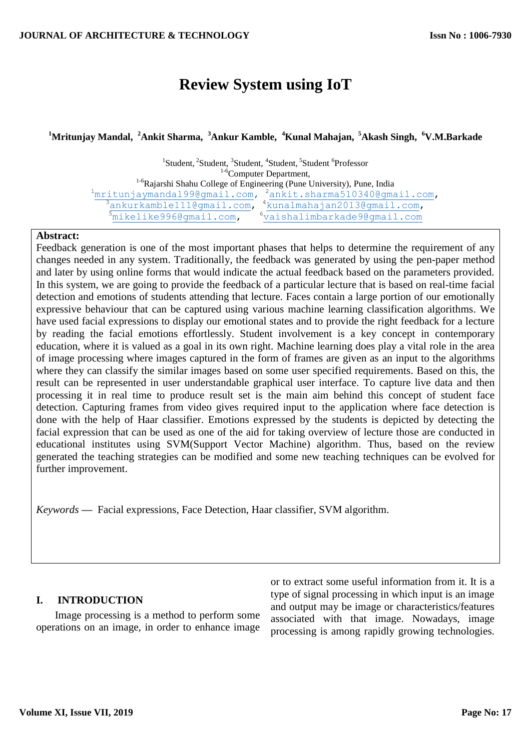# Review System using IoT

**[1]Mritunjay Mandal, [2]Ankit Sharma, [3]Ankur Kamble, [4]Kunal Mahajan, [5]Akash Singh, [6]V.M.Barkade**

[1]Student, [2]Student, [3]Student, [4]Student, [5]Student [6]Professor
[1-6]Computer Department,
[1-6]Rajarshi Shahu College of Engineering (Pune University), Pune, India
[1]mritunjaymandal99@gmail.com, [2]ankit.sharma510340@gmail.com,
[3]ankurkamble111@gmail.com, [4]kunalmahajan2013@gmail.com,
[5]mikelike996@gmail.com, [6]vaishalimbarkade9@gmail.com

**Abstract:**
Feedback generation is one of the most important phases that helps to determine the requirement of any changes needed in any system. Traditionally, the feedback was generated by using the pen-paper method and later by using online forms that would indicate the actual feedback based on the parameters provided. In this system, we are going to provide the feedback of a particular lecture that is based on real-time facial detection and emotions of students attending that lecture. Faces contain a large portion of our emotionally expressive behaviour that can be captured using various machine learning classification algorithms. We have used facial expressions to display our emotional states and to provide the right feedback for a lecture by reading the facial emotions effortlessly. Student involvement is a key concept in contemporary education, where it is valued as a goal in its own right. Machine learning does play a vital role in the area of image processing where images captured in the form of frames are given as an input to the algorithms where they can classify the similar images based on some user specified requirements. Based on this, the result can be represented in user understandable graphical user interface. To capture live data and then processing it in real time to produce result set is the main aim behind this concept of student face detection. Capturing frames from video gives required input to the application where face detection is done with the help of Haar classifier. Emotions expressed by the students is depicted by detecting the facial expression that can be used as one of the aid for taking overview of lecture those are conducted in educational institutes using SVM(Support Vector Machine) algorithm. Thus, based on the review generated the teaching strategies can be modified and some new teaching techniques can be evolved for further improvement.

*Keywords* — Facial expressions, Face Detection, Haar classifier, SVM algorithm.

## I. INTRODUCTION

Image processing is a method to perform some operations on an image, in order to enhance image or to extract some useful information from it. It is a type of signal processing in which input is an image and output may be image or characteristics/features associated with that image. Nowadays, image processing is among rapidly growing technologies.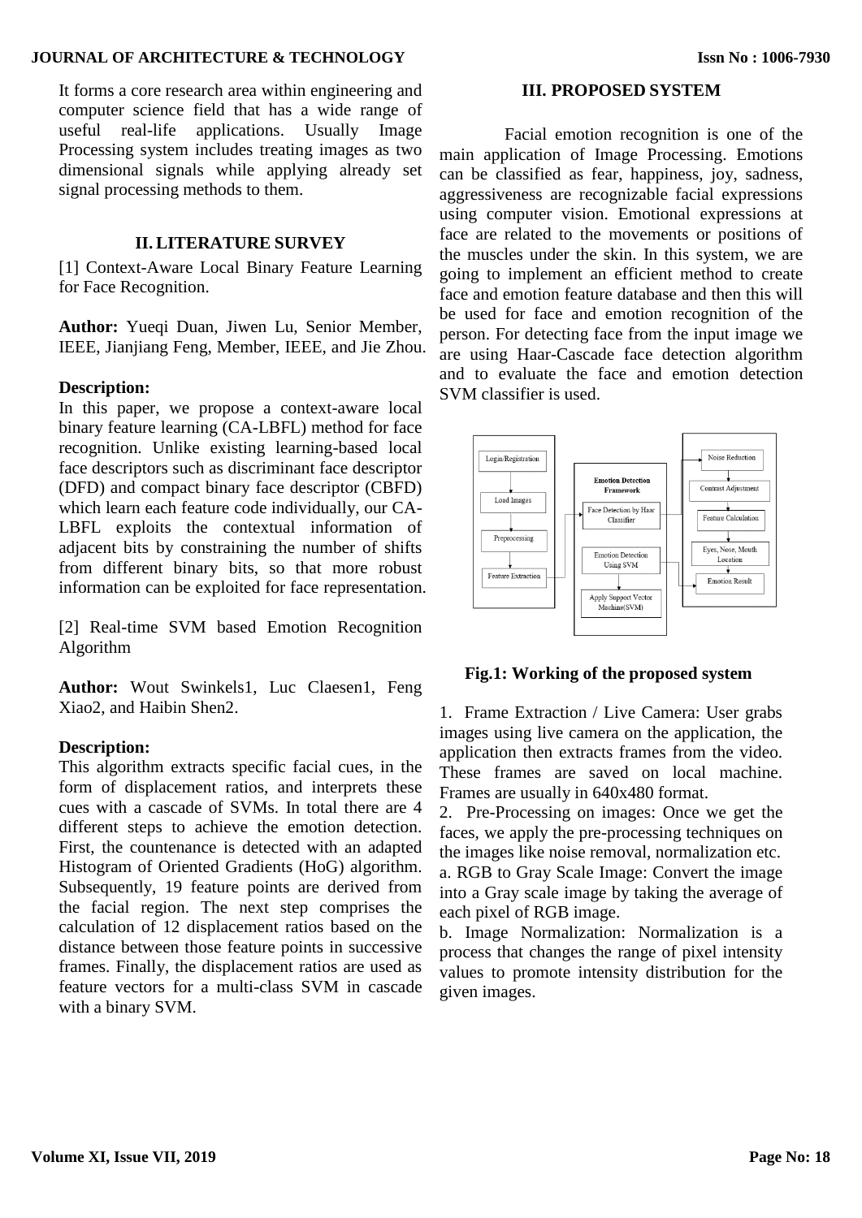It forms a core research area within engineering and computer science field that has a wide range of useful real-life applications. Usually Image Processing system includes treating images as two dimensional signals while applying already set signal processing methods to them.

## II. LITERATURE SURVEY

[1] Context-Aware Local Binary Feature Learning for Face Recognition.

**Author:** Yueqi Duan, Jiwen Lu, Senior Member, IEEE, Jianjiang Feng, Member, IEEE, and Jie Zhou.

**Description:**
In this paper, we propose a context-aware local binary feature learning (CA-LBFL) method for face recognition. Unlike existing learning-based local face descriptors such as discriminant face descriptor (DFD) and compact binary face descriptor (CBFD) which learn each feature code individually, our CA-LBFL exploits the contextual information of adjacent bits by constraining the number of shifts from different binary bits, so that more robust information can be exploited for face representation.

[2] Real-time SVM based Emotion Recognition Algorithm

**Author:** Wout Swinkels1, Luc Claesen1, Feng Xiao2, and Haibin Shen2.

**Description:**
This algorithm extracts specific facial cues, in the form of displacement ratios, and interprets these cues with a cascade of SVMs. In total there are 4 different steps to achieve the emotion detection. First, the countenance is detected with an adapted Histogram of Oriented Gradients (HoG) algorithm. Subsequently, 19 feature points are derived from the facial region. The next step comprises the calculation of 12 displacement ratios based on the distance between those feature points in successive frames. Finally, the displacement ratios are used as feature vectors for a multi-class SVM in cascade with a binary SVM.

## III. PROPOSED SYSTEM

Facial emotion recognition is one of the main application of Image Processing. Emotions can be classified as fear, happiness, joy, sadness, aggressiveness are recognizable facial expressions using computer vision. Emotional expressions at face are related to the movements or positions of the muscles under the skin. In this system, we are going to implement an efficient method to create face and emotion feature database and then this will be used for face and emotion recognition of the person. For detecting face from the input image we are using Haar-Cascade face detection algorithm and to evaluate the face and emotion detection SVM classifier is used.

Login/Registration → Load Images → Preprocessing → Feature Extraction

Emotion Detection Framework: Face Detection by Haar Classifier; Emotion Detection Using SVM → Apply Support Vector Machine(SVM)

Noise Reduction → Contrast Adjustment → Feature Calculation → Eyes, Nose, Mouth Location → Emotion Result

**Fig.1: Working of the proposed system**

1. Frame Extraction / Live Camera: User grabs images using live camera on the application, the application then extracts frames from the video. These frames are saved on local machine. Frames are usually in 640x480 format.
2. Pre-Processing on images: Once we get the faces, we apply the pre-processing techniques on the images like noise removal, normalization etc.

a. RGB to Gray Scale Image: Convert the image into a Gray scale image by taking the average of each pixel of RGB image.

b. Image Normalization: Normalization is a process that changes the range of pixel intensity values to promote intensity distribution for the given images.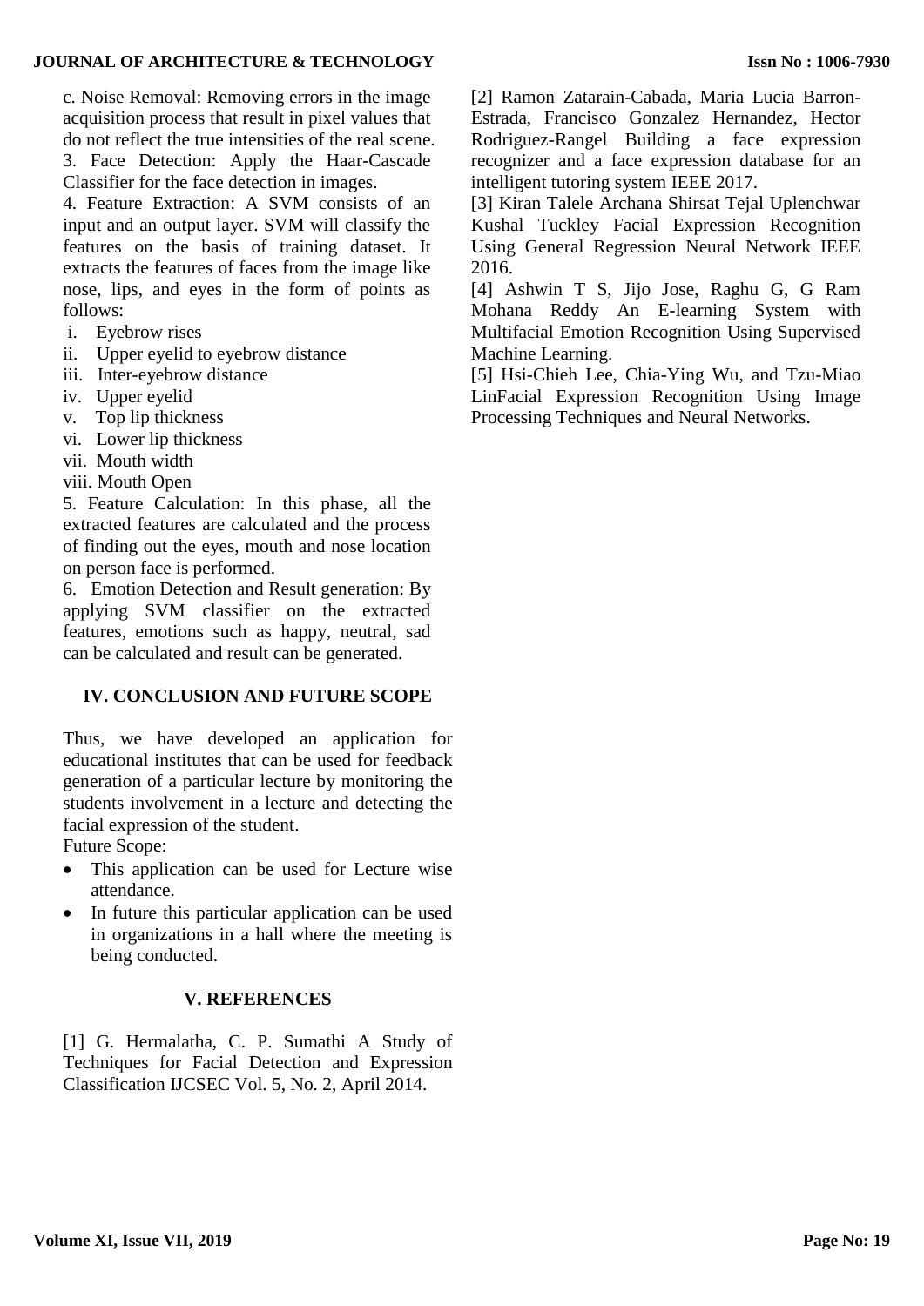c. Noise Removal: Removing errors in the image acquisition process that result in pixel values that do not reflect the true intensities of the real scene.

3. Face Detection: Apply the Haar-Cascade Classifier for the face detection in images.

4. Feature Extraction: A SVM consists of an input and an output layer. SVM will classify the features on the basis of training dataset. It extracts the features of faces from the image like nose, lips, and eyes in the form of points as follows:

i. Eyebrow rises
ii. Upper eyelid to eyebrow distance
iii. Inter-eyebrow distance
iv. Upper eyelid
v. Top lip thickness
vi. Lower lip thickness
vii. Mouth width
viii. Mouth Open

5. Feature Calculation: In this phase, all the extracted features are calculated and the process of finding out the eyes, mouth and nose location on person face is performed.

6. Emotion Detection and Result generation: By applying SVM classifier on the extracted features, emotions such as happy, neutral, sad can be calculated and result can be generated.

## IV. CONCLUSION AND FUTURE SCOPE

Thus, we have developed an application for educational institutes that can be used for feedback generation of a particular lecture by monitoring the students involvement in a lecture and detecting the facial expression of the student.

Future Scope:

- This application can be used for Lecture wise attendance.
- In future this particular application can be used in organizations in a hall where the meeting is being conducted.

## V. REFERENCES

[1] G. Hermalatha, C. P. Sumathi A Study of Techniques for Facial Detection and Expression Classification IJCSEC Vol. 5, No. 2, April 2014.

[2] Ramon Zatarain-Cabada, Maria Lucia Barron-Estrada, Francisco Gonzalez Hernandez, Hector Rodriguez-Rangel Building a face expression recognizer and a face expression database for an intelligent tutoring system IEEE 2017.

[3] Kiran Talele Archana Shirsat Tejal Uplenchwar Kushal Tuckley Facial Expression Recognition Using General Regression Neural Network IEEE 2016.

[4] Ashwin T S, Jijo Jose, Raghu G, G Ram Mohana Reddy An E-learning System with Multifacial Emotion Recognition Using Supervised Machine Learning.

[5] Hsi-Chieh Lee, Chia-Ying Wu, and Tzu-Miao LinFacial Expression Recognition Using Image Processing Techniques and Neural Networks.